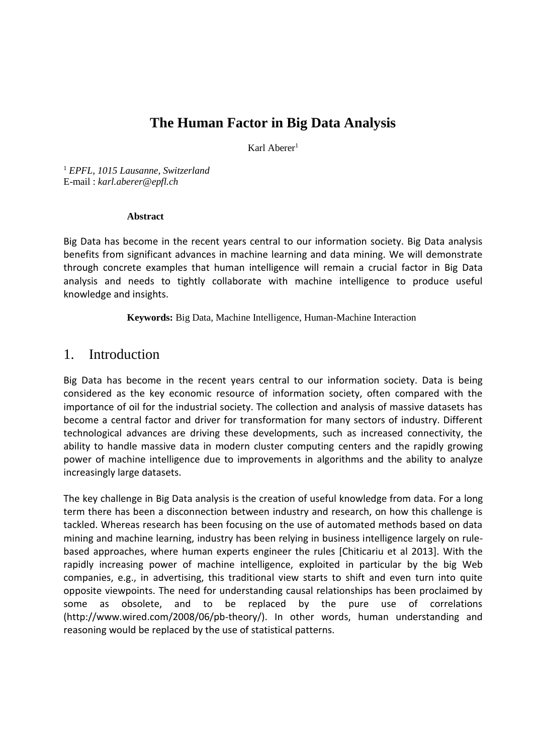# The Human Factor in Big Data Analysis

Karl Aberer[1]

[1] *EPFL, 1015 Lausanne, Switzerland*
E-mail : *karl.aberer@epfl.ch*

**Abstract**

Big Data has become in the recent years central to our information society. Big Data analysis benefits from significant advances in machine learning and data mining. We will demonstrate through concrete examples that human intelligence will remain a crucial factor in Big Data analysis and needs to tightly collaborate with machine intelligence to produce useful knowledge and insights.

**Keywords:** Big Data, Machine Intelligence, Human-Machine Interaction

## 1. Introduction

Big Data has become in the recent years central to our information society. Data is being considered as the key economic resource of information society, often compared with the importance of oil for the industrial society. The collection and analysis of massive datasets has become a central factor and driver for transformation for many sectors of industry. Different technological advances are driving these developments, such as increased connectivity, the ability to handle massive data in modern cluster computing centers and the rapidly growing power of machine intelligence due to improvements in algorithms and the ability to analyze increasingly large datasets.

The key challenge in Big Data analysis is the creation of useful knowledge from data. For a long term there has been a disconnection between industry and research, on how this challenge is tackled. Whereas research has been focusing on the use of automated methods based on data mining and machine learning, industry has been relying in business intelligence largely on rule-based approaches, where human experts engineer the rules [Chiticariu et al 2013]. With the rapidly increasing power of machine intelligence, exploited in particular by the big Web companies, e.g., in advertising, this traditional view starts to shift and even turn into quite opposite viewpoints. The need for understanding causal relationships has been proclaimed by some as obsolete, and to be replaced by the pure use of correlations (http://www.wired.com/2008/06/pb-theory/). In other words, human understanding and reasoning would be replaced by the use of statistical patterns.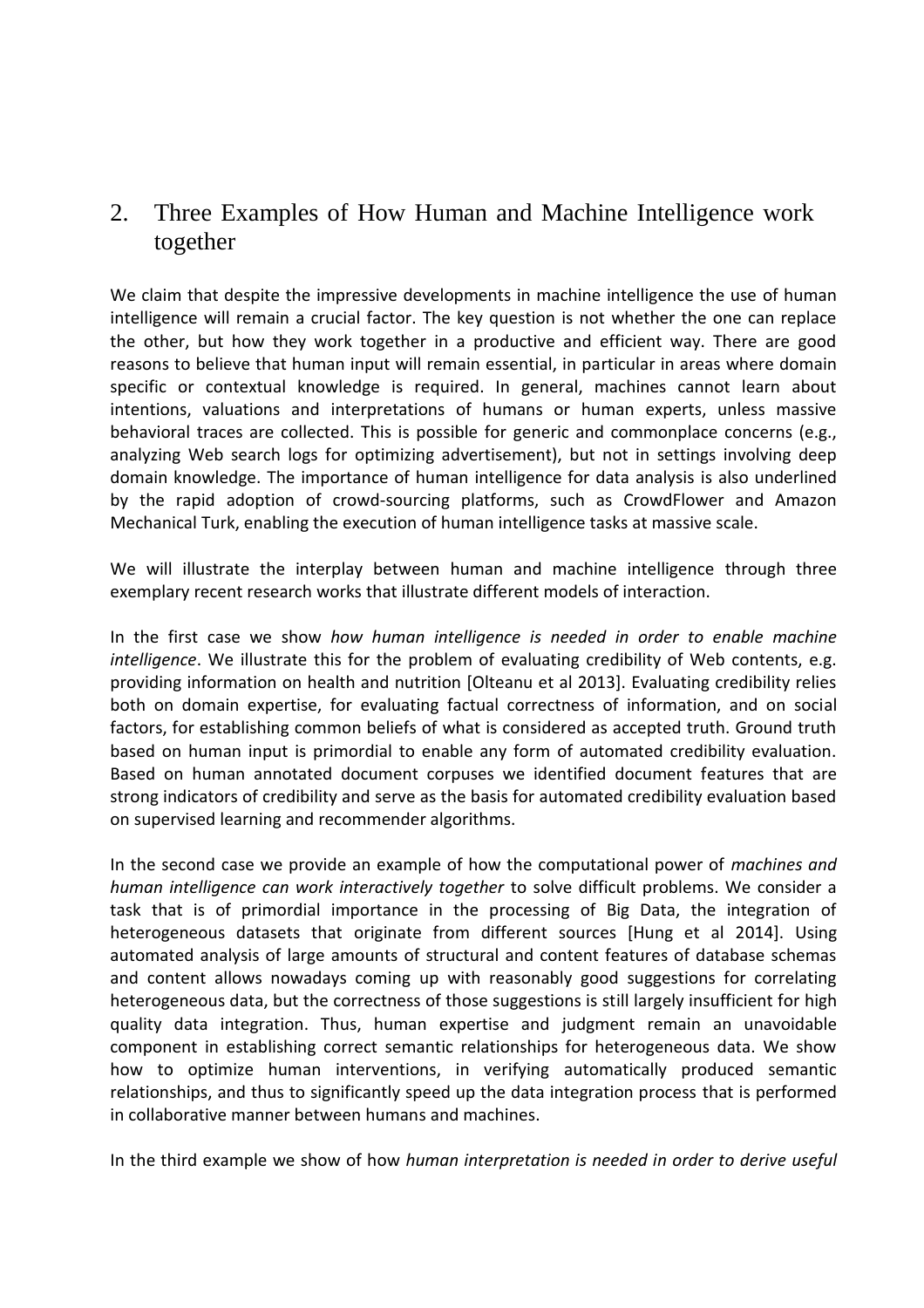## 2. Three Examples of How Human and Machine Intelligence work together

We claim that despite the impressive developments in machine intelligence the use of human intelligence will remain a crucial factor. The key question is not whether the one can replace the other, but how they work together in a productive and efficient way. There are good reasons to believe that human input will remain essential, in particular in areas where domain specific or contextual knowledge is required. In general, machines cannot learn about intentions, valuations and interpretations of humans or human experts, unless massive behavioral traces are collected. This is possible for generic and commonplace concerns (e.g., analyzing Web search logs for optimizing advertisement), but not in settings involving deep domain knowledge. The importance of human intelligence for data analysis is also underlined by the rapid adoption of crowd-sourcing platforms, such as CrowdFlower and Amazon Mechanical Turk, enabling the execution of human intelligence tasks at massive scale.

We will illustrate the interplay between human and machine intelligence through three exemplary recent research works that illustrate different models of interaction.

In the first case we show *how human intelligence is needed in order to enable machine intelligence*. We illustrate this for the problem of evaluating credibility of Web contents, e.g. providing information on health and nutrition [Olteanu et al 2013]. Evaluating credibility relies both on domain expertise, for evaluating factual correctness of information, and on social factors, for establishing common beliefs of what is considered as accepted truth. Ground truth based on human input is primordial to enable any form of automated credibility evaluation. Based on human annotated document corpuses we identified document features that are strong indicators of credibility and serve as the basis for automated credibility evaluation based on supervised learning and recommender algorithms.

In the second case we provide an example of how the computational power of *machines and human intelligence can work interactively together* to solve difficult problems. We consider a task that is of primordial importance in the processing of Big Data, the integration of heterogeneous datasets that originate from different sources [Hung et al 2014]. Using automated analysis of large amounts of structural and content features of database schemas and content allows nowadays coming up with reasonably good suggestions for correlating heterogeneous data, but the correctness of those suggestions is still largely insufficient for high quality data integration. Thus, human expertise and judgment remain an unavoidable component in establishing correct semantic relationships for heterogeneous data. We show how to optimize human interventions, in verifying automatically produced semantic relationships, and thus to significantly speed up the data integration process that is performed in collaborative manner between humans and machines.

In the third example we show of how *human interpretation is needed in order to derive useful*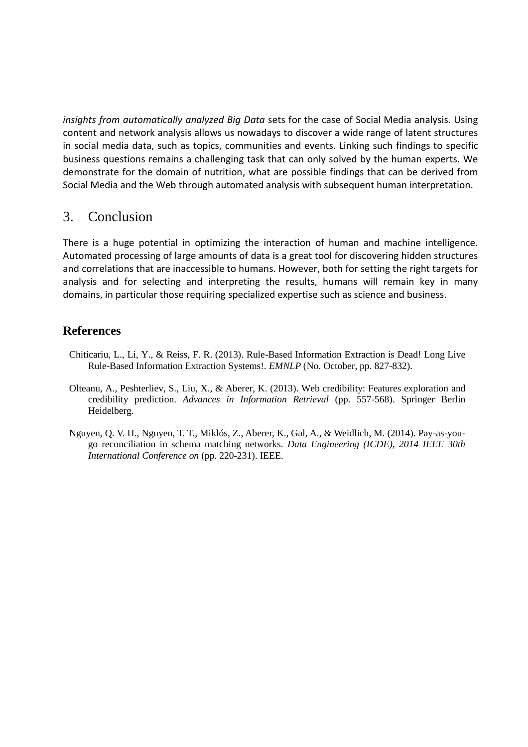*insights from automatically analyzed Big Data* sets for the case of Social Media analysis. Using content and network analysis allows us nowadays to discover a wide range of latent structures in social media data, such as topics, communities and events. Linking such findings to specific business questions remains a challenging task that can only solved by the human experts. We demonstrate for the domain of nutrition, what are possible findings that can be derived from Social Media and the Web through automated analysis with subsequent human interpretation.

## 3. Conclusion

There is a huge potential in optimizing the interaction of human and machine intelligence. Automated processing of large amounts of data is a great tool for discovering hidden structures and correlations that are inaccessible to humans. However, both for setting the right targets for analysis and for selecting and interpreting the results, humans will remain key in many domains, in particular those requiring specialized expertise such as science and business.

## References

Chiticariu, L., Li, Y., & Reiss, F. R. (2013). Rule-Based Information Extraction is Dead! Long Live Rule-Based Information Extraction Systems!. *EMNLP* (No. October, pp. 827-832).

Olteanu, A., Peshterliev, S., Liu, X., & Aberer, K. (2013). Web credibility: Features exploration and credibility prediction. *Advances in Information Retrieval* (pp. 557-568). Springer Berlin Heidelberg.

Nguyen, Q. V. H., Nguyen, T. T., Miklós, Z., Aberer, K., Gal, A., & Weidlich, M. (2014). Pay-as-you-go reconciliation in schema matching networks. *Data Engineering (ICDE), 2014 IEEE 30th International Conference on* (pp. 220-231). IEEE.